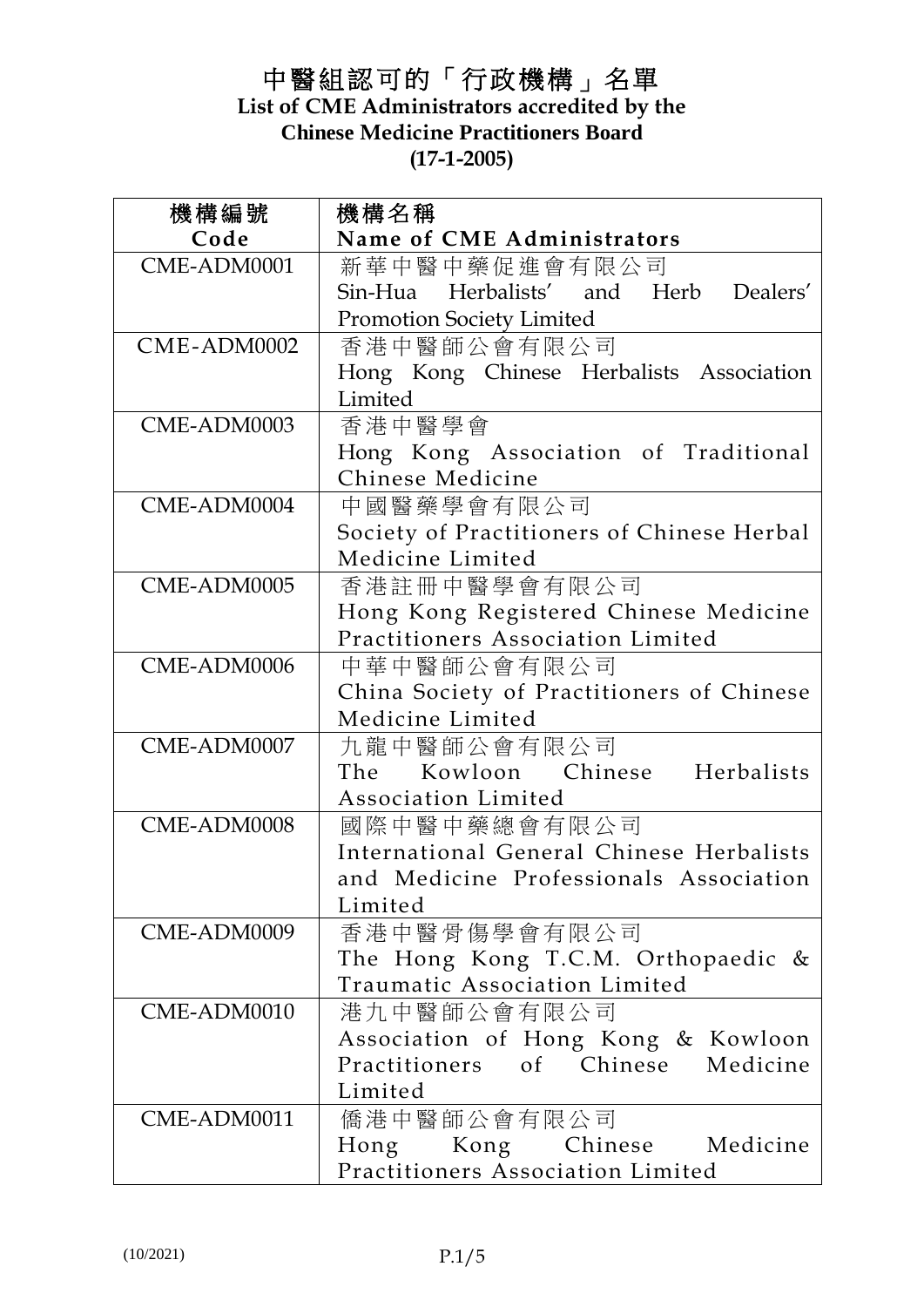# 中醫組認可的「行政機構」名單

**List of CME Administrators accredited by the Chinese Medicine Practitioners Board**

**(17-1-2005)**

| 機構編號<br>Code | 機構名稱<br>Name of CME Administrators |
|---|---|
| CME-ADM0001 | 新華中醫中藥促進會有限公司<br>Sin-Hua Herbalists' and Herb Dealers' Promotion Society Limited |
| CME-ADM0002 | 香港中醫師公會有限公司<br>Hong Kong Chinese Herbalists Association Limited |
| CME-ADM0003 | 香港中醫學會<br>Hong Kong Association of Traditional Chinese Medicine |
| CME-ADM0004 | 中國醫藥學會有限公司<br>Society of Practitioners of Chinese Herbal Medicine Limited |
| CME-ADM0005 | 香港註冊中醫學會有限公司<br>Hong Kong Registered Chinese Medicine Practitioners Association Limited |
| CME-ADM0006 | 中華中醫師公會有限公司<br>China Society of Practitioners of Chinese Medicine Limited |
| CME-ADM0007 | 九龍中醫師公會有限公司<br>The Kowloon Chinese Herbalists Association Limited |
| CME-ADM0008 | 國際中醫中藥總會有限公司<br>International General Chinese Herbalists and Medicine Professionals Association Limited |
| CME-ADM0009 | 香港中醫骨傷學會有限公司<br>The Hong Kong T.C.M. Orthopaedic & Traumatic Association Limited |
| CME-ADM0010 | 港九中醫師公會有限公司<br>Association of Hong Kong & Kowloon Practitioners of Chinese Medicine Limited |
| CME-ADM0011 | 僑港中醫師公會有限公司<br>Hong Kong Chinese Medicine Practitioners Association Limited |

(10/2021)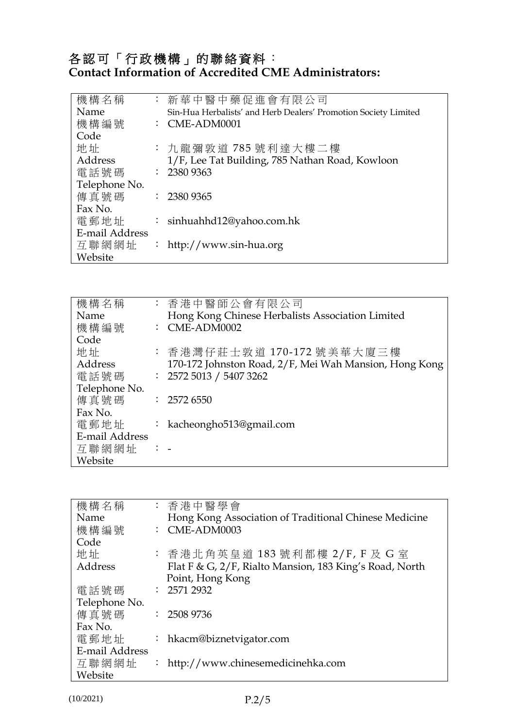# 各認可「行政機構」的聯絡資料：
# Contact Information of Accredited CME Administrators:

| 機構名稱<br>Name | ： | 新華中醫中藥促進會有限公司<br>Sin-Hua Herbalists' and Herb Dealers' Promotion Society Limited |
|---|---|---|
| 機構編號<br>Code | ： | CME-ADM0001 |
| 地址<br>Address | ： | 九龍彌敦道 785 號利達大樓二樓<br>1/F, Lee Tat Building, 785 Nathan Road, Kowloon |
| 電話號碼<br>Telephone No. | ： | 2380 9363 |
| 傳真號碼<br>Fax No. | ： | 2380 9365 |
| 電郵地址<br>E-mail Address | ： | sinhuahhd12@yahoo.com.hk |
| 互聯網網址<br>Website | ： | http://www.sin-hua.org |

| 機構名稱<br>Name | ： | 香港中醫師公會有限公司<br>Hong Kong Chinese Herbalists Association Limited |
|---|---|---|
| 機構編號<br>Code | ： | CME-ADM0002 |
| 地址<br>Address | ： | 香港灣仔莊士敦道 170-172 號美華大廈三樓<br>170-172 Johnston Road, 2/F, Mei Wah Mansion, Hong Kong |
| 電話號碼<br>Telephone No. | ： | 2572 5013 / 5407 3262 |
| 傳真號碼<br>Fax No. | ： | 2572 6550 |
| 電郵地址<br>E-mail Address | ： | kacheongho513@gmail.com |
| 互聯網網址<br>Website | ： | - |

| 機構名稱<br>Name | ： | 香港中醫學會<br>Hong Kong Association of Traditional Chinese Medicine |
|---|---|---|
| 機構編號<br>Code | ： | CME-ADM0003 |
| 地址<br>Address | ： | 香港北角英皇道 183 號利都樓 2/F, F 及 G 室<br>Flat F & G, 2/F, Rialto Mansion, 183 King's Road, North Point, Hong Kong |
| 電話號碼<br>Telephone No. | ： | 2571 2932 |
| 傳真號碼<br>Fax No. | ： | 2508 9736 |
| 電郵地址<br>E-mail Address | ： | hkacm@biznetvigator.com |
| 互聯網網址<br>Website | ： | http://www.chinesemedicinehka.com |

(10/2021)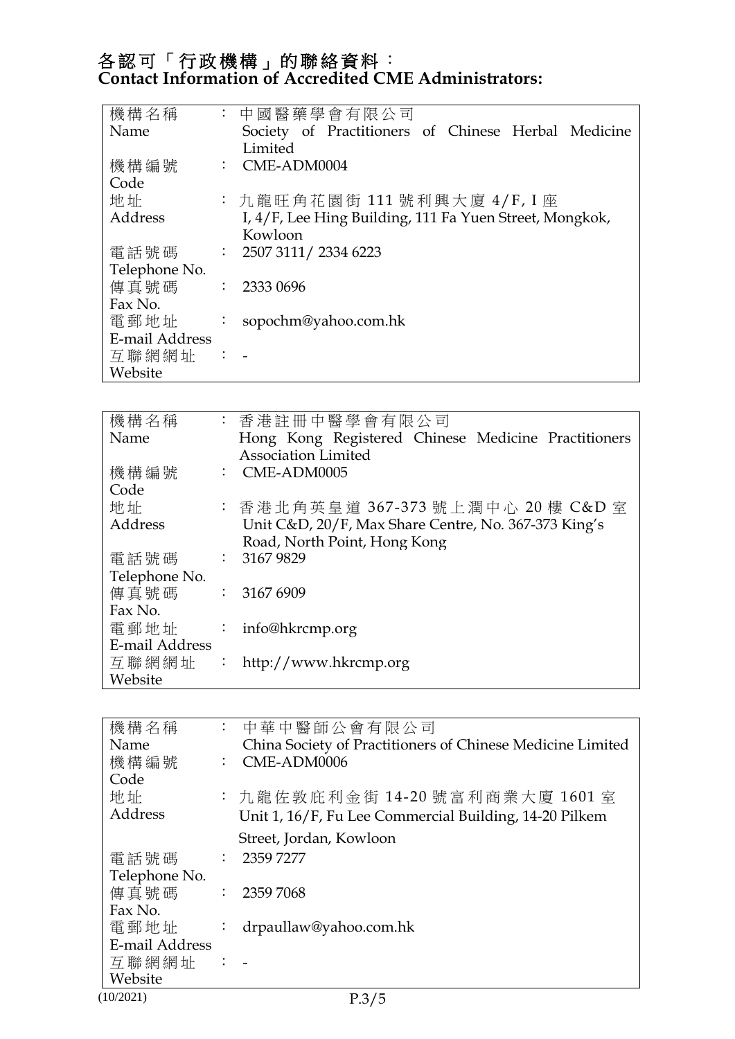# 各認可「行政機構」的聯絡資料：
# Contact Information of Accredited CME Administrators:

| | | |
|---|---|---|
| 機構名稱 Name | ： | 中國醫藥學會有限公司 Society of Practitioners of Chinese Herbal Medicine Limited |
| 機構編號 Code | ： | CME-ADM0004 |
| 地址 Address | ： | 九龍旺角花園街 111 號利興大廈 4/F, I 座 I, 4/F, Lee Hing Building, 111 Fa Yuen Street, Mongkok, Kowloon |
| 電話號碼 Telephone No. | ： | 2507 3111/ 2334 6223 |
| 傳真號碼 Fax No. | ： | 2333 0696 |
| 電郵地址 E-mail Address | ： | sopochm@yahoo.com.hk |
| 互聯網網址 Website | ： | - |

| | | |
|---|---|---|
| 機構名稱 Name | ： | 香港註冊中醫學會有限公司 Hong Kong Registered Chinese Medicine Practitioners Association Limited |
| 機構編號 Code | ： | CME-ADM0005 |
| 地址 Address | ： | 香港北角英皇道 367-373 號上潤中心 20 樓 C&D 室 Unit C&D, 20/F, Max Share Centre, No. 367-373 King's Road, North Point, Hong Kong |
| 電話號碼 Telephone No. | ： | 3167 9829 |
| 傳真號碼 Fax No. | ： | 3167 6909 |
| 電郵地址 E-mail Address | ： | info@hkrcmp.org |
| 互聯網網址 Website | ： | http://www.hkrcmp.org |

| | | |
|---|---|---|
| 機構名稱 Name | ： | 中華中醫師公會有限公司 China Society of Practitioners of Chinese Medicine Limited |
| 機構編號 Code | ： | CME-ADM0006 |
| 地址 Address | ： | 九龍佐敦庇利金街 14-20 號富利商業大廈 1601 室 Unit 1, 16/F, Fu Lee Commercial Building, 14-20 Pilkem Street, Jordan, Kowloon |
| 電話號碼 Telephone No. | ： | 2359 7277 |
| 傳真號碼 Fax No. | ： | 2359 7068 |
| 電郵地址 E-mail Address | ： | drpaullaw@yahoo.com.hk |
| 互聯網網址 Website | ： | - |

(10/2021)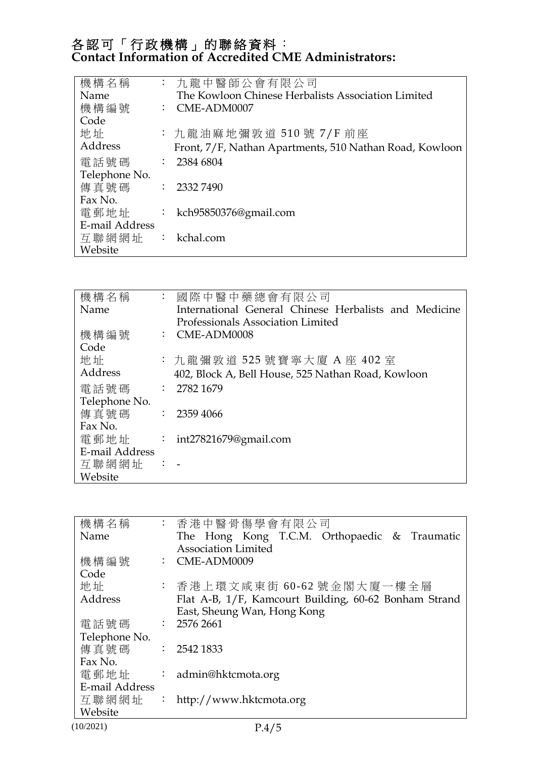**各認可「行政機構」的聯絡資料：**
**Contact Information of Accredited CME Administrators:**

| 機構名稱<br>Name | ： | 九龍中醫師公會有限公司<br>The Kowloon Chinese Herbalists Association Limited |
|---|---|---|
| 機構編號<br>Code | ： | CME-ADM0007 |
| 地址<br>Address | ： | 九龍油麻地彌敦道 510 號 7/F 前座<br>Front, 7/F, Nathan Apartments, 510 Nathan Road, Kowloon |
| 電話號碼<br>Telephone No. | ： | 2384 6804 |
| 傳真號碼<br>Fax No. | ： | 2332 7490 |
| 電郵地址<br>E-mail Address | ： | kch95850376@gmail.com |
| 互聯網網址<br>Website | ： | kchal.com |

| 機構名稱<br>Name | ： | 國際中醫中藥總會有限公司<br>International General Chinese Herbalists and Medicine Professionals Association Limited |
|---|---|---|
| 機構編號<br>Code | ： | CME-ADM0008 |
| 地址<br>Address | ： | 九龍彌敦道 525 號寶寧大廈 A 座 402 室<br>402, Block A, Bell House, 525 Nathan Road, Kowloon |
| 電話號碼<br>Telephone No. | ： | 2782 1679 |
| 傳真號碼<br>Fax No. | ： | 2359 4066 |
| 電郵地址<br>E-mail Address | ： | int27821679@gmail.com |
| 互聯網網址<br>Website | ： | - |

| 機構名稱<br>Name | ： | 香港中醫骨傷學會有限公司<br>The Hong Kong T.C.M. Orthopaedic & Traumatic Association Limited |
|---|---|---|
| 機構編號<br>Code | ： | CME-ADM0009 |
| 地址<br>Address | ： | 香港上環文咸東街 60-62 號金閣大廈一樓全層<br>Flat A-B, 1/F, Kamcourt Building, 60-62 Bonham Strand East, Sheung Wan, Hong Kong |
| 電話號碼<br>Telephone No. | ： | 2576 2661 |
| 傳真號碼<br>Fax No. | ： | 2542 1833 |
| 電郵地址<br>E-mail Address | ： | admin@hktcmota.org |
| 互聯網網址<br>Website | ： | http://www.hktcmota.org |

(10/2021)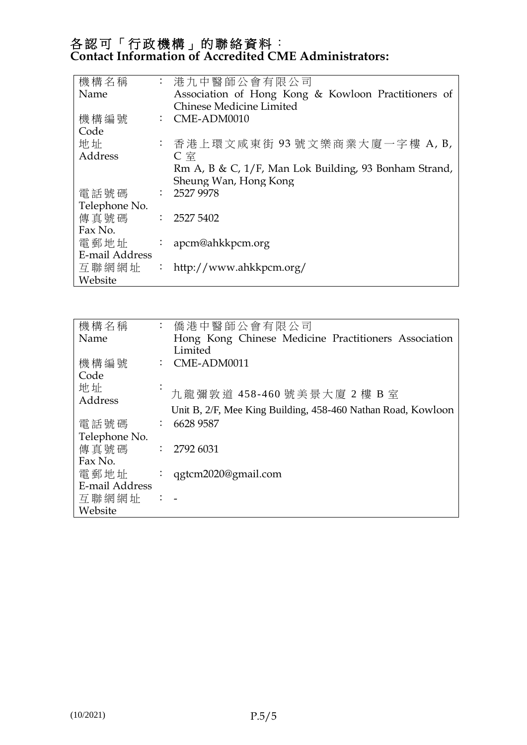# 各認可「行政機構」的聯絡資料：
# Contact Information of Accredited CME Administrators:

| | | |
|---|---|---|
| 機構名稱<br>Name | ： | 港九中醫師公會有限公司<br>Association of Hong Kong & Kowloon Practitioners of Chinese Medicine Limited |
| 機構編號<br>Code | ： | CME-ADM0010 |
| 地址<br>Address | ： | 香港上環文咸東街 93 號文樂商業大廈一字樓 A, B, C 室<br>Rm A, B & C, 1/F, Man Lok Building, 93 Bonham Strand, Sheung Wan, Hong Kong |
| 電話號碼<br>Telephone No. | ： | 2527 9978 |
| 傳真號碼<br>Fax No. | ： | 2527 5402 |
| 電郵地址<br>E-mail Address | ： | apcm@ahkkpcm.org |
| 互聯網網址<br>Website | ： | http://www.ahkkpcm.org/ |

| | | |
|---|---|---|
| 機構名稱<br>Name | ： | 僑港中醫師公會有限公司<br>Hong Kong Chinese Medicine Practitioners Association Limited |
| 機構編號<br>Code | ： | CME-ADM0011 |
| 地址<br>Address | ： | 九龍彌敦道 458-460 號美景大廈 2 樓 B 室<br>Unit B, 2/F, Mee King Building, 458-460 Nathan Road, Kowloon |
| 電話號碼<br>Telephone No. | ： | 6628 9587 |
| 傳真號碼<br>Fax No. | ： | 2792 6031 |
| 電郵地址<br>E-mail Address | ： | qgtcm2020@gmail.com |
| 互聯網網址<br>Website | ： | - |

(10/2021)